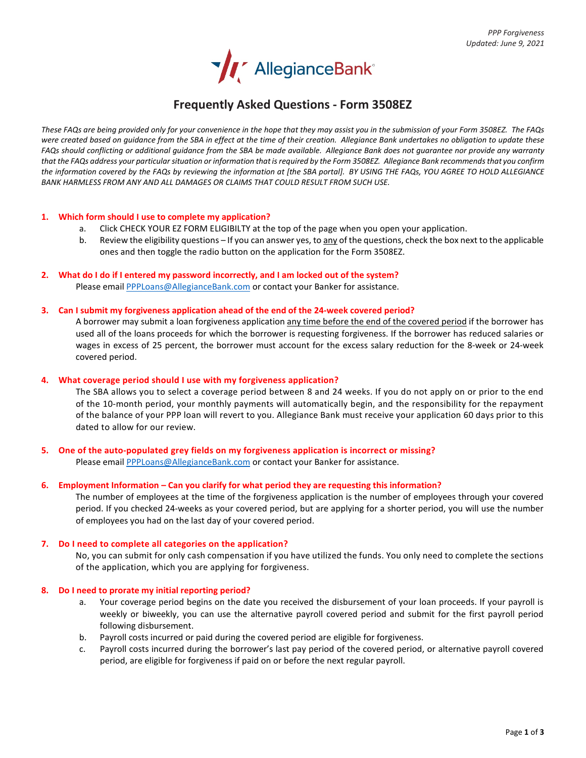*PPP Forgiveness*
*Updated: June 9, 2021*

AllegianceBank

# Frequently Asked Questions - Form 3508EZ

*These FAQs are being provided only for your convenience in the hope that they may assist you in the submission of your Form 3508EZ. The FAQs were created based on guidance from the SBA in effect at the time of their creation. Allegiance Bank undertakes no obligation to update these FAQs should conflicting or additional guidance from the SBA be made available. Allegiance Bank does not guarantee nor provide any warranty that the FAQs address your particular situation or information that is required by the Form 3508EZ. Allegiance Bank recommends that you confirm the information covered by the FAQs by reviewing the information at [the SBA portal]. BY USING THE FAQs, YOU AGREE TO HOLD ALLEGIANCE BANK HARMLESS FROM ANY AND ALL DAMAGES OR CLAIMS THAT COULD RESULT FROM SUCH USE.*

**1. Which form should I use to complete my application?**

a. Click CHECK YOUR EZ FORM ELIGIBILTY at the top of the page when you open your application.
b. Review the eligibility questions – If you can answer yes, to any of the questions, check the box next to the applicable ones and then toggle the radio button on the application for the Form 3508EZ.

**2. What do I do if I entered my password incorrectly, and I am locked out of the system?**

Please email PPPLoans@AllegianceBank.com or contact your Banker for assistance.

**3. Can I submit my forgiveness application ahead of the end of the 24-week covered period?**

A borrower may submit a loan forgiveness application any time before the end of the covered period if the borrower has used all of the loans proceeds for which the borrower is requesting forgiveness. If the borrower has reduced salaries or wages in excess of 25 percent, the borrower must account for the excess salary reduction for the 8-week or 24-week covered period.

**4. What coverage period should I use with my forgiveness application?**

The SBA allows you to select a coverage period between 8 and 24 weeks. If you do not apply on or prior to the end of the 10-month period, your monthly payments will automatically begin, and the responsibility for the repayment of the balance of your PPP loan will revert to you. Allegiance Bank must receive your application 60 days prior to this dated to allow for our review.

**5. One of the auto-populated grey fields on my forgiveness application is incorrect or missing?**

Please email PPPLoans@AllegianceBank.com or contact your Banker for assistance.

**6. Employment Information – Can you clarify for what period they are requesting this information?**

The number of employees at the time of the forgiveness application is the number of employees through your covered period. If you checked 24-weeks as your covered period, but are applying for a shorter period, you will use the number of employees you had on the last day of your covered period.

**7. Do I need to complete all categories on the application?**

No, you can submit for only cash compensation if you have utilized the funds. You only need to complete the sections of the application, which you are applying for forgiveness.

**8. Do I need to prorate my initial reporting period?**

a. Your coverage period begins on the date you received the disbursement of your loan proceeds. If your payroll is weekly or biweekly, you can use the alternative payroll covered period and submit for the first payroll period following disbursement.
b. Payroll costs incurred or paid during the covered period are eligible for forgiveness.
c. Payroll costs incurred during the borrower's last pay period of the covered period, or alternative payroll covered period, are eligible for forgiveness if paid on or before the next regular payroll.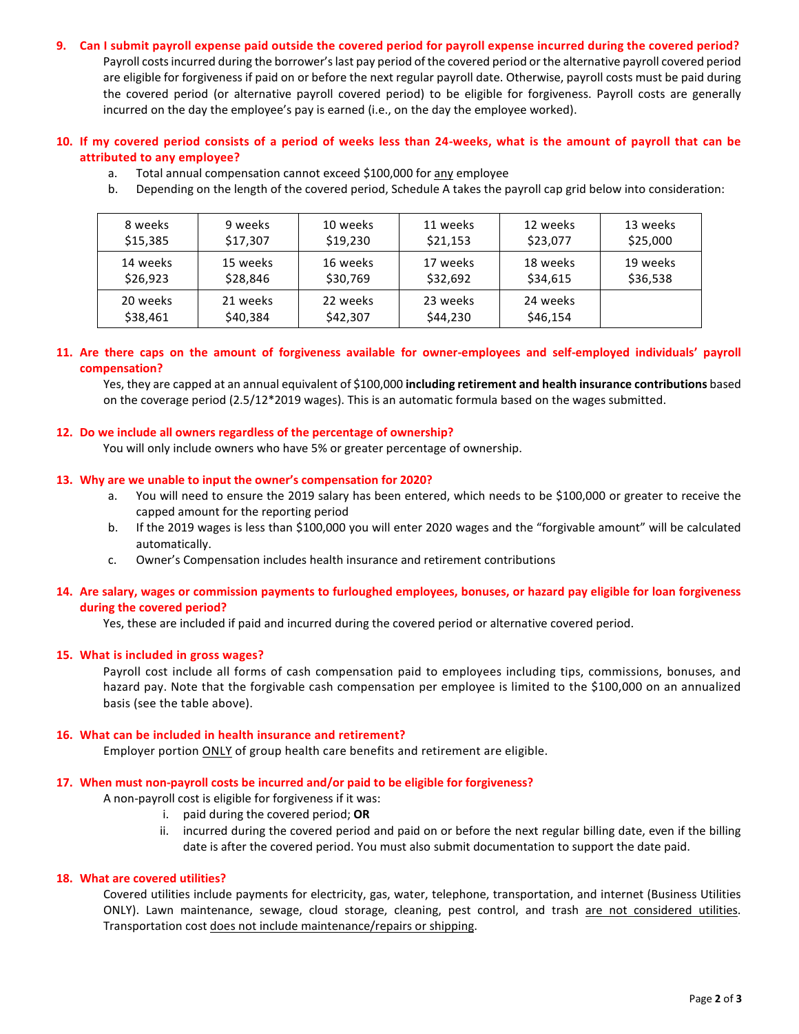9. **Can I submit payroll expense paid outside the covered period for payroll expense incurred during the covered period?**

   Payroll costs incurred during the borrower's last pay period of the covered period or the alternative payroll covered period are eligible for forgiveness if paid on or before the next regular payroll date. Otherwise, payroll costs must be paid during the covered period (or alternative payroll covered period) to be eligible for forgiveness. Payroll costs are generally incurred on the day the employee's pay is earned (i.e., on the day the employee worked).

10. **If my covered period consists of a period of weeks less than 24-weeks, what is the amount of payroll that can be attributed to any employee?**

    a. Total annual compensation cannot exceed $100,000 for <u>any</u> employee

    b. Depending on the length of the covered period, Schedule A takes the payroll cap grid below into consideration:

| | | | | | |
|---|---|---|---|---|---|
| 8 weeks<br>$15,385 | 9 weeks<br>$17,307 | 10 weeks<br>$19,230 | 11 weeks<br>$21,153 | 12 weeks<br>$23,077 | 13 weeks<br>$25,000 |
| 14 weeks<br>$26,923 | 15 weeks<br>$28,846 | 16 weeks<br>$30,769 | 17 weeks<br>$32,692 | 18 weeks<br>$34,615 | 19 weeks<br>$36,538 |
| 20 weeks<br>$38,461 | 21 weeks<br>$40,384 | 22 weeks<br>$42,307 | 23 weeks<br>$44,230 | 24 weeks<br>$46,154 | |

11. **Are there caps on the amount of forgiveness available for owner-employees and self-employed individuals' payroll compensation?**

    Yes, they are capped at an annual equivalent of $100,000 **including retirement and health insurance contributions** based on the coverage period (2.5/12*2019 wages). This is an automatic formula based on the wages submitted.

12. **Do we include all owners regardless of the percentage of ownership?**

    You will only include owners who have 5% or greater percentage of ownership.

13. **Why are we unable to input the owner's compensation for 2020?**

    a. You will need to ensure the 2019 salary has been entered, which needs to be $100,000 or greater to receive the capped amount for the reporting period

    b. If the 2019 wages is less than $100,000 you will enter 2020 wages and the "forgivable amount" will be calculated automatically.

    c. Owner's Compensation includes health insurance and retirement contributions

14. **Are salary, wages or commission payments to furloughed employees, bonuses, or hazard pay eligible for loan forgiveness during the covered period?**

    Yes, these are included if paid and incurred during the covered period or alternative covered period.

15. **What is included in gross wages?**

    Payroll cost include all forms of cash compensation paid to employees including tips, commissions, bonuses, and hazard pay. Note that the forgivable cash compensation per employee is limited to the $100,000 on an annualized basis (see the table above).

16. **What can be included in health insurance and retirement?**

    Employer portion <u>ONLY</u> of group health care benefits and retirement are eligible.

17. **When must non-payroll costs be incurred and/or paid to be eligible for forgiveness?**

    A non-payroll cost is eligible for forgiveness if it was:

    i. paid during the covered period; **OR**

    ii. incurred during the covered period and paid on or before the next regular billing date, even if the billing date is after the covered period. You must also submit documentation to support the date paid.

18. **What are covered utilities?**

    Covered utilities include payments for electricity, gas, water, telephone, transportation, and internet (Business Utilities ONLY). Lawn maintenance, sewage, cloud storage, cleaning, pest control, and trash <u>are not considered utilities</u>. Transportation cost <u>does not include maintenance/repairs or shipping</u>.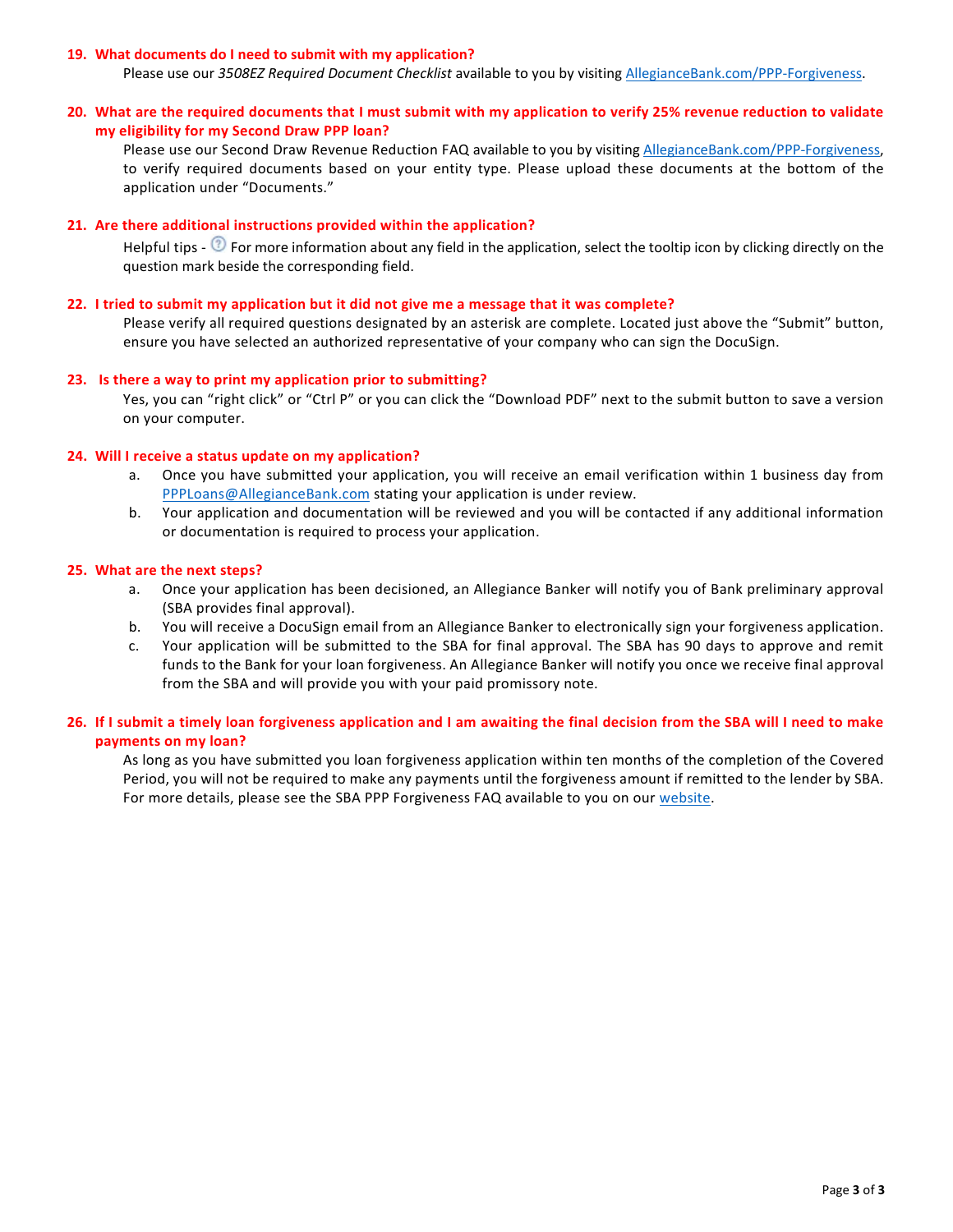**19. What documents do I need to submit with my application?**

Please use our *3508EZ Required Document Checklist* available to you by visiting AllegianceBank.com/PPP-Forgiveness.

**20. What are the required documents that I must submit with my application to verify 25% revenue reduction to validate my eligibility for my Second Draw PPP loan?**

Please use our Second Draw Revenue Reduction FAQ available to you by visiting AllegianceBank.com/PPP-Forgiveness, to verify required documents based on your entity type. Please upload these documents at the bottom of the application under "Documents."

**21. Are there additional instructions provided within the application?**

Helpful tips - ⓘ For more information about any field in the application, select the tooltip icon by clicking directly on the question mark beside the corresponding field.

**22. I tried to submit my application but it did not give me a message that it was complete?**

Please verify all required questions designated by an asterisk are complete. Located just above the "Submit" button, ensure you have selected an authorized representative of your company who can sign the DocuSign.

**23. Is there a way to print my application prior to submitting?**

Yes, you can "right click" or "Ctrl P" or you can click the "Download PDF" next to the submit button to save a version on your computer.

**24. Will I receive a status update on my application?**

a. Once you have submitted your application, you will receive an email verification within 1 business day from PPPLoans@AllegianceBank.com stating your application is under review.
b. Your application and documentation will be reviewed and you will be contacted if any additional information or documentation is required to process your application.

**25. What are the next steps?**

a. Once your application has been decisioned, an Allegiance Banker will notify you of Bank preliminary approval (SBA provides final approval).
b. You will receive a DocuSign email from an Allegiance Banker to electronically sign your forgiveness application.
c. Your application will be submitted to the SBA for final approval. The SBA has 90 days to approve and remit funds to the Bank for your loan forgiveness. An Allegiance Banker will notify you once we receive final approval from the SBA and will provide you with your paid promissory note.

**26. If I submit a timely loan forgiveness application and I am awaiting the final decision from the SBA will I need to make payments on my loan?**

As long as you have submitted you loan forgiveness application within ten months of the completion of the Covered Period, you will not be required to make any payments until the forgiveness amount if remitted to the lender by SBA. For more details, please see the SBA PPP Forgiveness FAQ available to you on our website.